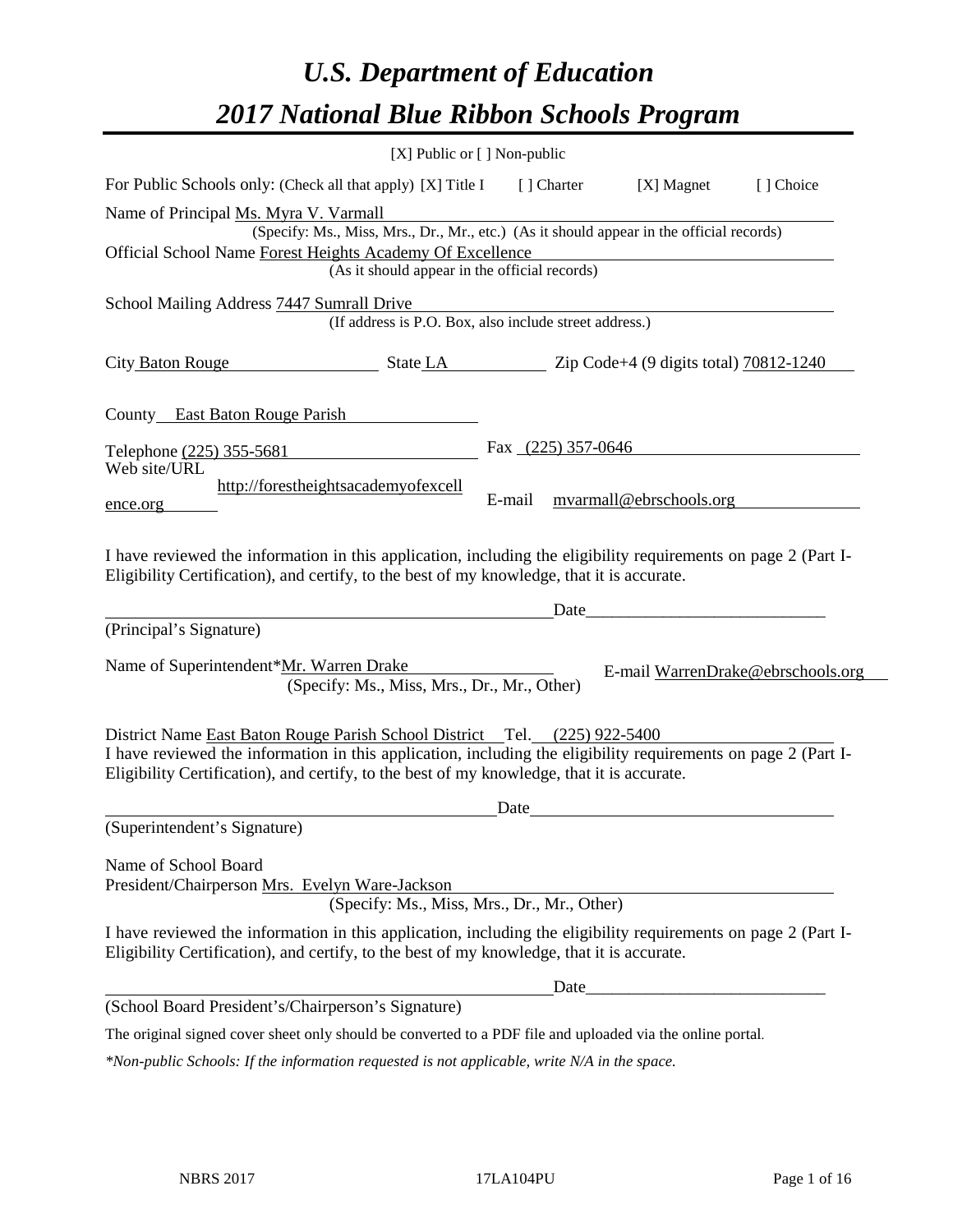# *U.S. Department of Education*

# *2017 National Blue Ribbon Schools Program*

[X] Public or [ ] Non-public

For Public Schools only: (Check all that apply) [X] Title I [ ] Charter [X] Magnet [ ] Choice

Name of Principal Ms. Myra V. Varmall
(Specify: Ms., Miss, Mrs., Dr., Mr., etc.) (As it should appear in the official records)

Official School Name Forest Heights Academy Of Excellence
(As it should appear in the official records)

School Mailing Address 7447 Sumrall Drive
(If address is P.O. Box, also include street address.)

City Baton Rouge State LA Zip Code+4 (9 digits total) 70812-1240

County East Baton Rouge Parish

Telephone (225) 355-5681 Fax (225) 357-0646

Web site/URL http://forestheightsacademyofexcellence.org E-mail mvarmall@ebrschools.org

I have reviewed the information in this application, including the eligibility requirements on page 2 (Part I-Eligibility Certification), and certify, to the best of my knowledge, that it is accurate.

_______________________________________ Date_______________________

(Principal's Signature)

Name of Superintendent*Mr. Warren Drake E-mail WarrenDrake@ebrschools.org
(Specify: Ms., Miss, Mrs., Dr., Mr., Other)

District Name East Baton Rouge Parish School District Tel. (225) 922-5400

I have reviewed the information in this application, including the eligibility requirements on page 2 (Part I-Eligibility Certification), and certify, to the best of my knowledge, that it is accurate.

_______________________________________ Date_______________________

(Superintendent's Signature)

Name of School Board
President/Chairperson Mrs. Evelyn Ware-Jackson
(Specify: Ms., Miss, Mrs., Dr., Mr., Other)

I have reviewed the information in this application, including the eligibility requirements on page 2 (Part I-Eligibility Certification), and certify, to the best of my knowledge, that it is accurate.

_______________________________________ Date_______________________

(School Board President's/Chairperson's Signature)

The original signed cover sheet only should be converted to a PDF file and uploaded via the online portal.

*\*Non-public Schools: If the information requested is not applicable, write N/A in the space.*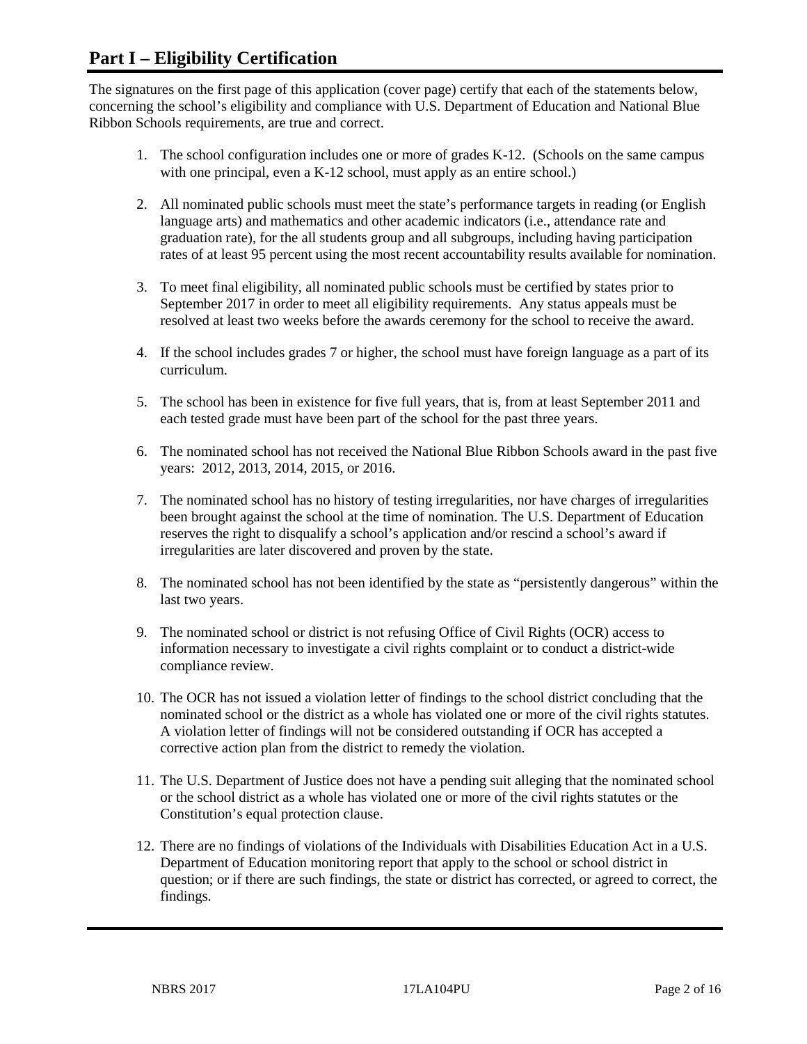# Part I – Eligibility Certification

The signatures on the first page of this application (cover page) certify that each of the statements below, concerning the school's eligibility and compliance with U.S. Department of Education and National Blue Ribbon Schools requirements, are true and correct.

1. The school configuration includes one or more of grades K-12. (Schools on the same campus with one principal, even a K-12 school, must apply as an entire school.)

2. All nominated public schools must meet the state's performance targets in reading (or English language arts) and mathematics and other academic indicators (i.e., attendance rate and graduation rate), for the all students group and all subgroups, including having participation rates of at least 95 percent using the most recent accountability results available for nomination.

3. To meet final eligibility, all nominated public schools must be certified by states prior to September 2017 in order to meet all eligibility requirements. Any status appeals must be resolved at least two weeks before the awards ceremony for the school to receive the award.

4. If the school includes grades 7 or higher, the school must have foreign language as a part of its curriculum.

5. The school has been in existence for five full years, that is, from at least September 2011 and each tested grade must have been part of the school for the past three years.

6. The nominated school has not received the National Blue Ribbon Schools award in the past five years: 2012, 2013, 2014, 2015, or 2016.

7. The nominated school has no history of testing irregularities, nor have charges of irregularities been brought against the school at the time of nomination. The U.S. Department of Education reserves the right to disqualify a school's application and/or rescind a school's award if irregularities are later discovered and proven by the state.

8. The nominated school has not been identified by the state as "persistently dangerous" within the last two years.

9. The nominated school or district is not refusing Office of Civil Rights (OCR) access to information necessary to investigate a civil rights complaint or to conduct a district-wide compliance review.

10. The OCR has not issued a violation letter of findings to the school district concluding that the nominated school or the district as a whole has violated one or more of the civil rights statutes. A violation letter of findings will not be considered outstanding if OCR has accepted a corrective action plan from the district to remedy the violation.

11. The U.S. Department of Justice does not have a pending suit alleging that the nominated school or the school district as a whole has violated one or more of the civil rights statutes or the Constitution's equal protection clause.

12. There are no findings of violations of the Individuals with Disabilities Education Act in a U.S. Department of Education monitoring report that apply to the school or school district in question; or if there are such findings, the state or district has corrected, or agreed to correct, the findings.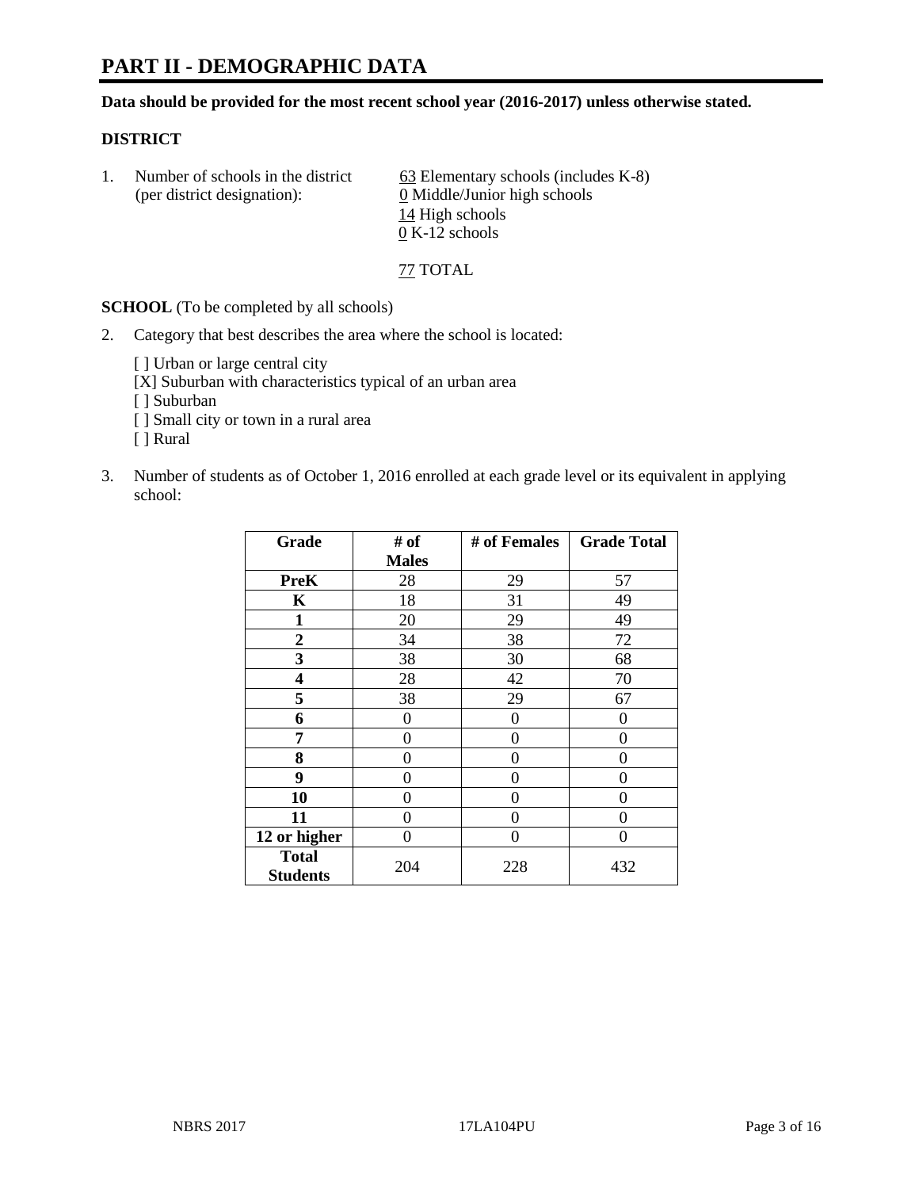# PART II - DEMOGRAPHIC DATA

**Data should be provided for the most recent school year (2016-2017) unless otherwise stated.**

## DISTRICT

1. Number of schools in the district (per district designation):
   63 Elementary schools (includes K-8)
   0 Middle/Junior high schools
   14 High schools
   0 K-12 schools

   77 TOTAL

**SCHOOL** (To be completed by all schools)

2. Category that best describes the area where the school is located:

   [ ] Urban or large central city
   [X] Suburban with characteristics typical of an urban area
   [ ] Suburban
   [ ] Small city or town in a rural area
   [ ] Rural

3. Number of students as of October 1, 2016 enrolled at each grade level or its equivalent in applying school:

| Grade | # of Males | # of Females | Grade Total |
|---|---|---|---|
| **PreK** | 28 | 29 | 57 |
| **K** | 18 | 31 | 49 |
| **1** | 20 | 29 | 49 |
| **2** | 34 | 38 | 72 |
| **3** | 38 | 30 | 68 |
| **4** | 28 | 42 | 70 |
| **5** | 38 | 29 | 67 |
| **6** | 0 | 0 | 0 |
| **7** | 0 | 0 | 0 |
| **8** | 0 | 0 | 0 |
| **9** | 0 | 0 | 0 |
| **10** | 0 | 0 | 0 |
| **11** | 0 | 0 | 0 |
| **12 or higher** | 0 | 0 | 0 |
| **Total Students** | 204 | 228 | 432 |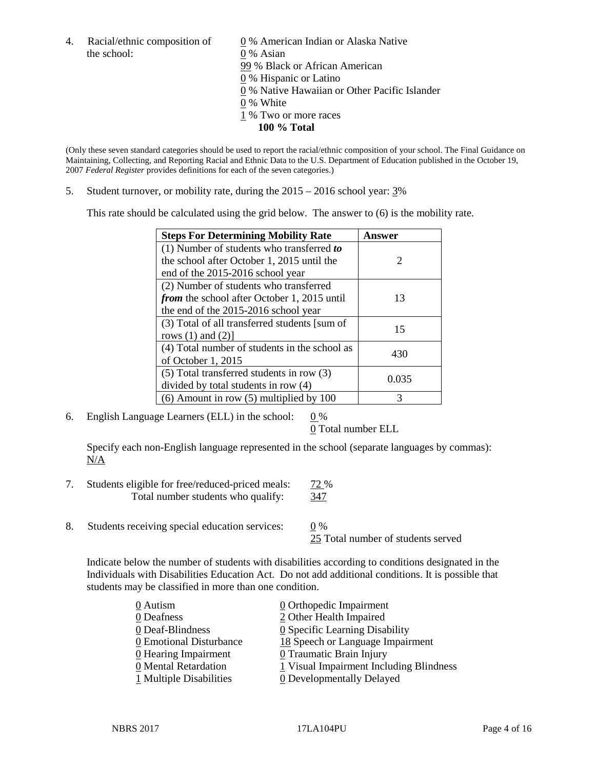4. Racial/ethnic composition of the school:

   0 % American Indian or Alaska Native
   0 % Asian
   99 % Black or African American
   0 % Hispanic or Latino
   0 % Native Hawaiian or Other Pacific Islander
   0 % White
   1 % Two or more races
   **100 % Total**

(Only these seven standard categories should be used to report the racial/ethnic composition of your school. The Final Guidance on Maintaining, Collecting, and Reporting Racial and Ethnic Data to the U.S. Department of Education published in the October 19, 2007 *Federal Register* provides definitions for each of the seven categories.)

5. Student turnover, or mobility rate, during the 2015 – 2016 school year: 3%

   This rate should be calculated using the grid below. The answer to (6) is the mobility rate.

| **Steps For Determining Mobility Rate** | **Answer** |
|---|---|
| (1) Number of students who transferred ***to*** the school after October 1, 2015 until the end of the 2015-2016 school year | 2 |
| (2) Number of students who transferred ***from*** the school after October 1, 2015 until the end of the 2015-2016 school year | 13 |
| (3) Total of all transferred students [sum of rows (1) and (2)] | 15 |
| (4) Total number of students in the school as of October 1, 2015 | 430 |
| (5) Total transferred students in row (3) divided by total students in row (4) | 0.035 |
| (6) Amount in row (5) multiplied by 100 | 3 |

6. English Language Learners (ELL) in the school: 0 %
   0 Total number ELL

   Specify each non-English language represented in the school (separate languages by commas):
   N/A

7. Students eligible for free/reduced-priced meals: 72 %
   Total number students who qualify: 347

8. Students receiving special education services: 0 %
   25 Total number of students served

   Indicate below the number of students with disabilities according to conditions designated in the Individuals with Disabilities Education Act. Do not add additional conditions. It is possible that students may be classified in more than one condition.

   0 Autism
   0 Deafness
   0 Deaf-Blindness
   0 Emotional Disturbance
   0 Hearing Impairment
   0 Mental Retardation
   1 Multiple Disabilities
   0 Orthopedic Impairment
   2 Other Health Impaired
   0 Specific Learning Disability
   18 Speech or Language Impairment
   0 Traumatic Brain Injury
   1 Visual Impairment Including Blindness
   0 Developmentally Delayed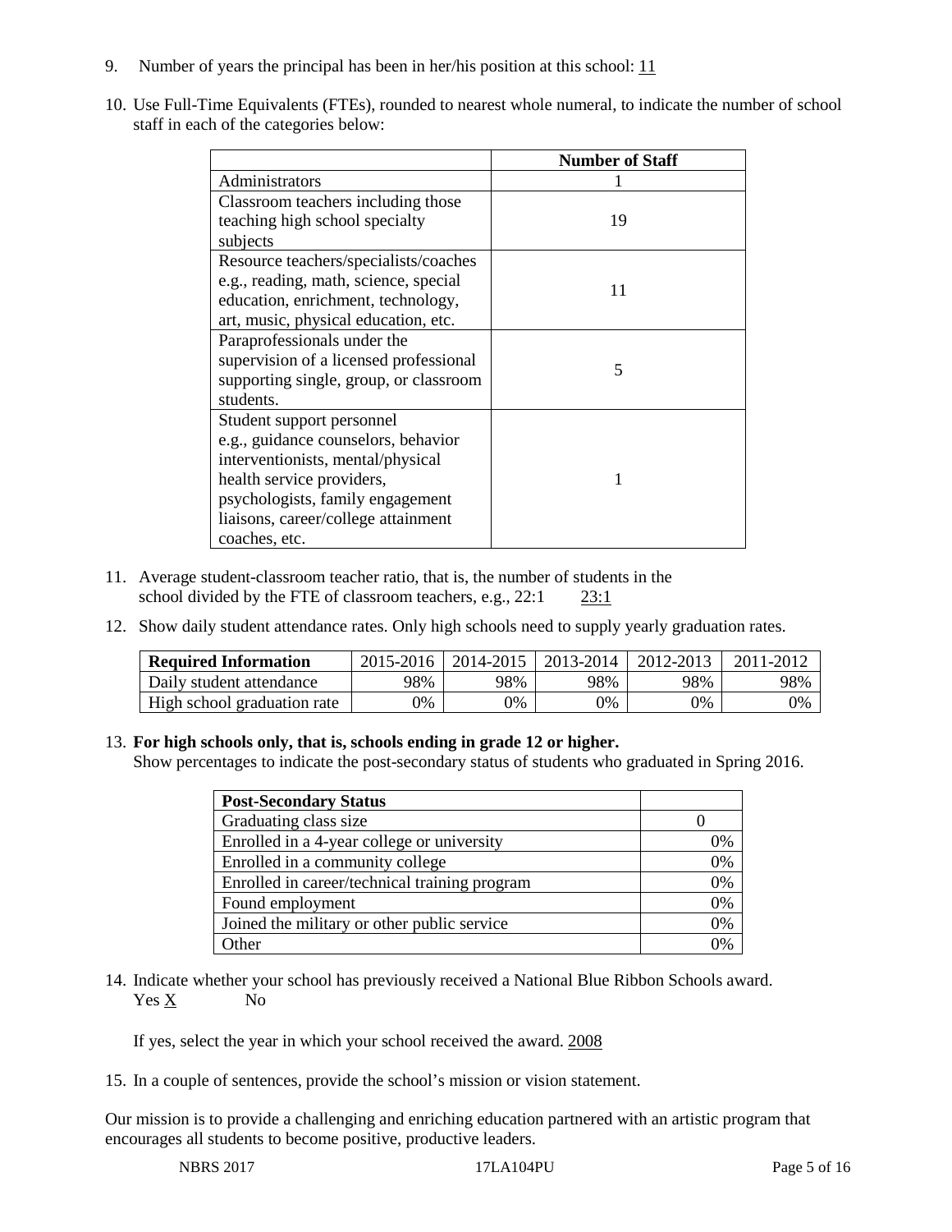9. Number of years the principal has been in her/his position at this school: 11

10. Use Full-Time Equivalents (FTEs), rounded to nearest whole numeral, to indicate the number of school staff in each of the categories below:

| | Number of Staff |
|---|---|
| Administrators | 1 |
| Classroom teachers including those teaching high school specialty subjects | 19 |
| Resource teachers/specialists/coaches e.g., reading, math, science, special education, enrichment, technology, art, music, physical education, etc. | 11 |
| Paraprofessionals under the supervision of a licensed professional supporting single, group, or classroom students. | 5 |
| Student support personnel e.g., guidance counselors, behavior interventionists, mental/physical health service providers, psychologists, family engagement liaisons, career/college attainment coaches, etc. | 1 |

11. Average student-classroom teacher ratio, that is, the number of students in the school divided by the FTE of classroom teachers, e.g., 22:1    23:1

12. Show daily student attendance rates. Only high schools need to supply yearly graduation rates.

| Required Information | 2015-2016 | 2014-2015 | 2013-2014 | 2012-2013 | 2011-2012 |
|---|---|---|---|---|---|
| Daily student attendance | 98% | 98% | 98% | 98% | 98% |
| High school graduation rate | 0% | 0% | 0% | 0% | 0% |

13. **For high schools only, that is, schools ending in grade 12 or higher.**
Show percentages to indicate the post-secondary status of students who graduated in Spring 2016.

| Post-Secondary Status | |
|---|---|
| Graduating class size | 0 |
| Enrolled in a 4-year college or university | 0% |
| Enrolled in a community college | 0% |
| Enrolled in career/technical training program | 0% |
| Found employment | 0% |
| Joined the military or other public service | 0% |
| Other | 0% |

14. Indicate whether your school has previously received a National Blue Ribbon Schools award.
Yes X    No

If yes, select the year in which your school received the award. 2008

15. In a couple of sentences, provide the school's mission or vision statement.

Our mission is to provide a challenging and enriching education partnered with an artistic program that encourages all students to become positive, productive leaders.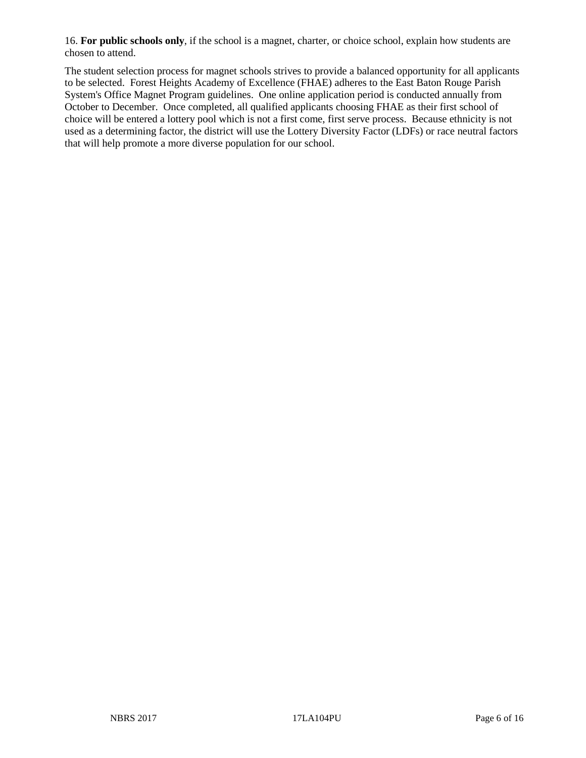16. **For public schools only**, if the school is a magnet, charter, or choice school, explain how students are chosen to attend.

The student selection process for magnet schools strives to provide a balanced opportunity for all applicants to be selected. Forest Heights Academy of Excellence (FHAE) adheres to the East Baton Rouge Parish System's Office Magnet Program guidelines. One online application period is conducted annually from October to December. Once completed, all qualified applicants choosing FHAE as their first school of choice will be entered a lottery pool which is not a first come, first serve process. Because ethnicity is not used as a determining factor, the district will use the Lottery Diversity Factor (LDFs) or race neutral factors that will help promote a more diverse population for our school.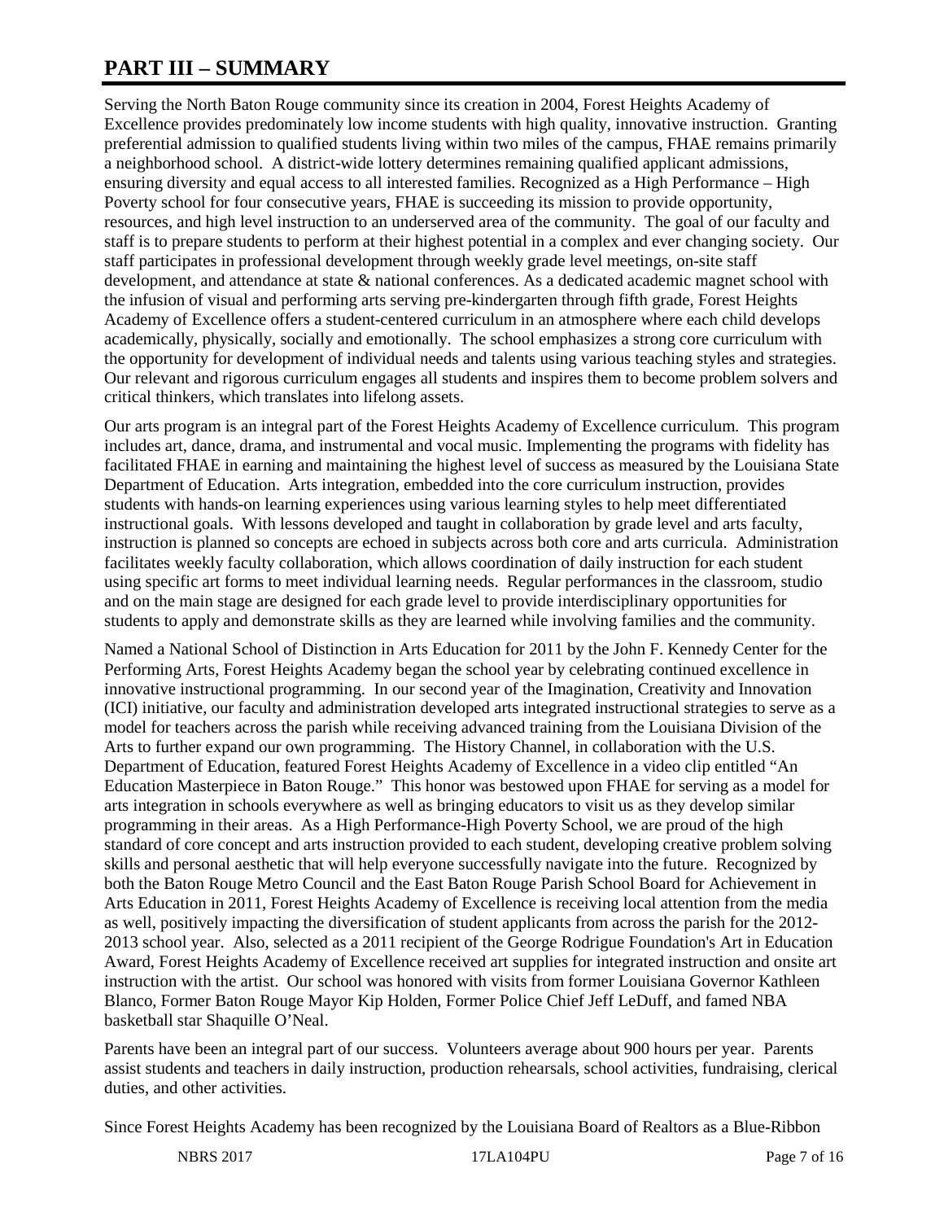# PART III – SUMMARY

Serving the North Baton Rouge community since its creation in 2004, Forest Heights Academy of Excellence provides predominately low income students with high quality, innovative instruction. Granting preferential admission to qualified students living within two miles of the campus, FHAE remains primarily a neighborhood school. A district-wide lottery determines remaining qualified applicant admissions, ensuring diversity and equal access to all interested families. Recognized as a High Performance – High Poverty school for four consecutive years, FHAE is succeeding its mission to provide opportunity, resources, and high level instruction to an underserved area of the community. The goal of our faculty and staff is to prepare students to perform at their highest potential in a complex and ever changing society. Our staff participates in professional development through weekly grade level meetings, on-site staff development, and attendance at state & national conferences. As a dedicated academic magnet school with the infusion of visual and performing arts serving pre-kindergarten through fifth grade, Forest Heights Academy of Excellence offers a student-centered curriculum in an atmosphere where each child develops academically, physically, socially and emotionally. The school emphasizes a strong core curriculum with the opportunity for development of individual needs and talents using various teaching styles and strategies. Our relevant and rigorous curriculum engages all students and inspires them to become problem solvers and critical thinkers, which translates into lifelong assets.

Our arts program is an integral part of the Forest Heights Academy of Excellence curriculum. This program includes art, dance, drama, and instrumental and vocal music. Implementing the programs with fidelity has facilitated FHAE in earning and maintaining the highest level of success as measured by the Louisiana State Department of Education. Arts integration, embedded into the core curriculum instruction, provides students with hands-on learning experiences using various learning styles to help meet differentiated instructional goals. With lessons developed and taught in collaboration by grade level and arts faculty, instruction is planned so concepts are echoed in subjects across both core and arts curricula. Administration facilitates weekly faculty collaboration, which allows coordination of daily instruction for each student using specific art forms to meet individual learning needs. Regular performances in the classroom, studio and on the main stage are designed for each grade level to provide interdisciplinary opportunities for students to apply and demonstrate skills as they are learned while involving families and the community.

Named a National School of Distinction in Arts Education for 2011 by the John F. Kennedy Center for the Performing Arts, Forest Heights Academy began the school year by celebrating continued excellence in innovative instructional programming. In our second year of the Imagination, Creativity and Innovation (ICI) initiative, our faculty and administration developed arts integrated instructional strategies to serve as a model for teachers across the parish while receiving advanced training from the Louisiana Division of the Arts to further expand our own programming. The History Channel, in collaboration with the U.S. Department of Education, featured Forest Heights Academy of Excellence in a video clip entitled "An Education Masterpiece in Baton Rouge." This honor was bestowed upon FHAE for serving as a model for arts integration in schools everywhere as well as bringing educators to visit us as they develop similar programming in their areas. As a High Performance-High Poverty School, we are proud of the high standard of core concept and arts instruction provided to each student, developing creative problem solving skills and personal aesthetic that will help everyone successfully navigate into the future. Recognized by both the Baton Rouge Metro Council and the East Baton Rouge Parish School Board for Achievement in Arts Education in 2011, Forest Heights Academy of Excellence is receiving local attention from the media as well, positively impacting the diversification of student applicants from across the parish for the 2012-2013 school year. Also, selected as a 2011 recipient of the George Rodrigue Foundation's Art in Education Award, Forest Heights Academy of Excellence received art supplies for integrated instruction and onsite art instruction with the artist. Our school was honored with visits from former Louisiana Governor Kathleen Blanco, Former Baton Rouge Mayor Kip Holden, Former Police Chief Jeff LeDuff, and famed NBA basketball star Shaquille O'Neal.

Parents have been an integral part of our success. Volunteers average about 900 hours per year. Parents assist students and teachers in daily instruction, production rehearsals, school activities, fundraising, clerical duties, and other activities.

Since Forest Heights Academy has been recognized by the Louisiana Board of Realtors as a Blue-Ribbon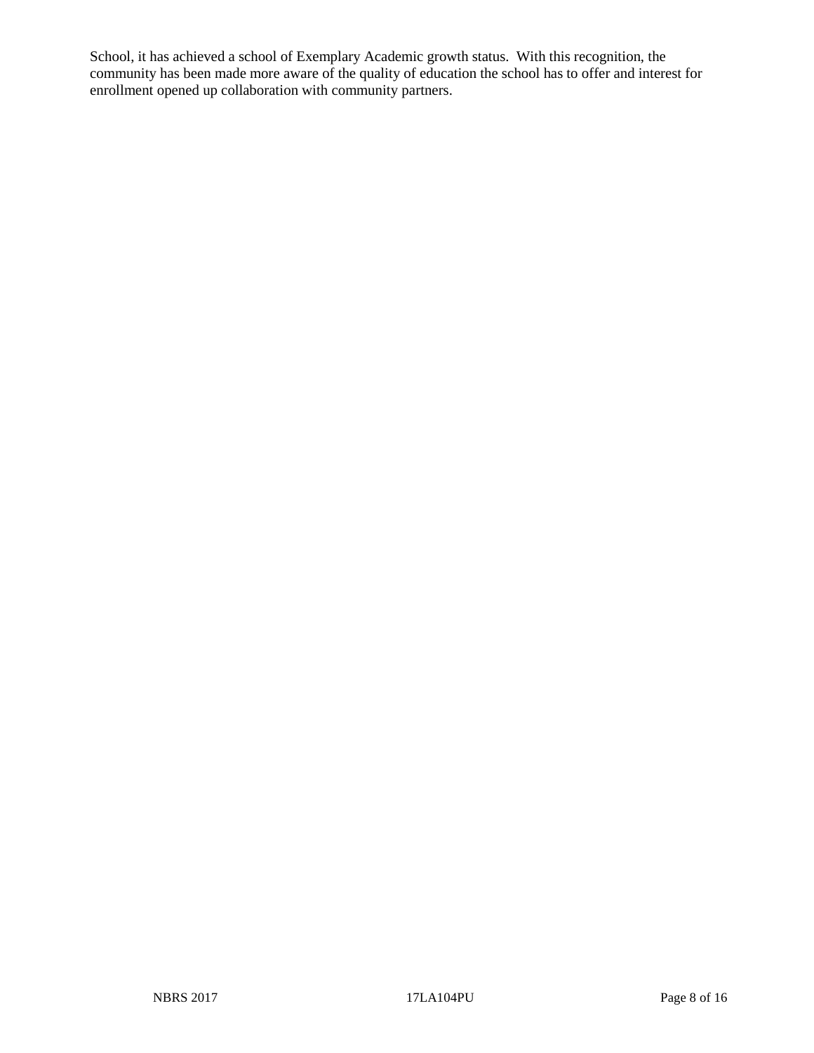School, it has achieved a school of Exemplary Academic growth status.  With this recognition, the community has been made more aware of the quality of education the school has to offer and interest for enrollment opened up collaboration with community partners.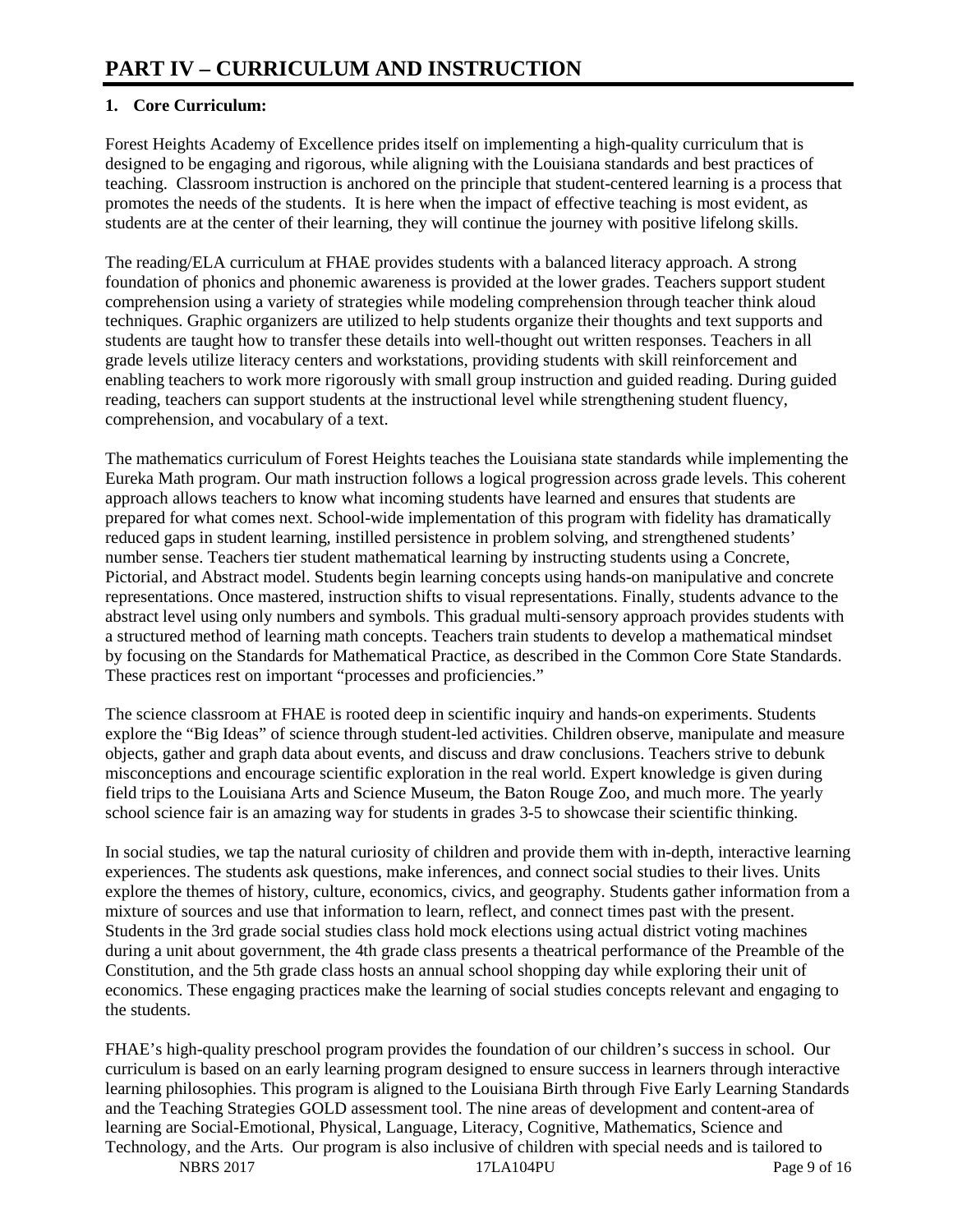# PART IV – CURRICULUM AND INSTRUCTION

**1. Core Curriculum:**

Forest Heights Academy of Excellence prides itself on implementing a high-quality curriculum that is designed to be engaging and rigorous, while aligning with the Louisiana standards and best practices of teaching. Classroom instruction is anchored on the principle that student-centered learning is a process that promotes the needs of the students. It is here when the impact of effective teaching is most evident, as students are at the center of their learning, they will continue the journey with positive lifelong skills.

The reading/ELA curriculum at FHAE provides students with a balanced literacy approach. A strong foundation of phonics and phonemic awareness is provided at the lower grades. Teachers support student comprehension using a variety of strategies while modeling comprehension through teacher think aloud techniques. Graphic organizers are utilized to help students organize their thoughts and text supports and students are taught how to transfer these details into well-thought out written responses. Teachers in all grade levels utilize literacy centers and workstations, providing students with skill reinforcement and enabling teachers to work more rigorously with small group instruction and guided reading. During guided reading, teachers can support students at the instructional level while strengthening student fluency, comprehension, and vocabulary of a text.

The mathematics curriculum of Forest Heights teaches the Louisiana state standards while implementing the Eureka Math program. Our math instruction follows a logical progression across grade levels. This coherent approach allows teachers to know what incoming students have learned and ensures that students are prepared for what comes next. School-wide implementation of this program with fidelity has dramatically reduced gaps in student learning, instilled persistence in problem solving, and strengthened students' number sense. Teachers tier student mathematical learning by instructing students using a Concrete, Pictorial, and Abstract model. Students begin learning concepts using hands-on manipulative and concrete representations. Once mastered, instruction shifts to visual representations. Finally, students advance to the abstract level using only numbers and symbols. This gradual multi-sensory approach provides students with a structured method of learning math concepts. Teachers train students to develop a mathematical mindset by focusing on the Standards for Mathematical Practice, as described in the Common Core State Standards. These practices rest on important "processes and proficiencies."

The science classroom at FHAE is rooted deep in scientific inquiry and hands-on experiments. Students explore the "Big Ideas" of science through student-led activities. Children observe, manipulate and measure objects, gather and graph data about events, and discuss and draw conclusions. Teachers strive to debunk misconceptions and encourage scientific exploration in the real world. Expert knowledge is given during field trips to the Louisiana Arts and Science Museum, the Baton Rouge Zoo, and much more. The yearly school science fair is an amazing way for students in grades 3-5 to showcase their scientific thinking.

In social studies, we tap the natural curiosity of children and provide them with in-depth, interactive learning experiences. The students ask questions, make inferences, and connect social studies to their lives. Units explore the themes of history, culture, economics, civics, and geography. Students gather information from a mixture of sources and use that information to learn, reflect, and connect times past with the present. Students in the 3rd grade social studies class hold mock elections using actual district voting machines during a unit about government, the 4th grade class presents a theatrical performance of the Preamble of the Constitution, and the 5th grade class hosts an annual school shopping day while exploring their unit of economics. These engaging practices make the learning of social studies concepts relevant and engaging to the students.

FHAE's high-quality preschool program provides the foundation of our children's success in school. Our curriculum is based on an early learning program designed to ensure success in learners through interactive learning philosophies. This program is aligned to the Louisiana Birth through Five Early Learning Standards and the Teaching Strategies GOLD assessment tool. The nine areas of development and content-area of learning are Social-Emotional, Physical, Language, Literacy, Cognitive, Mathematics, Science and Technology, and the Arts. Our program is also inclusive of children with special needs and is tailored to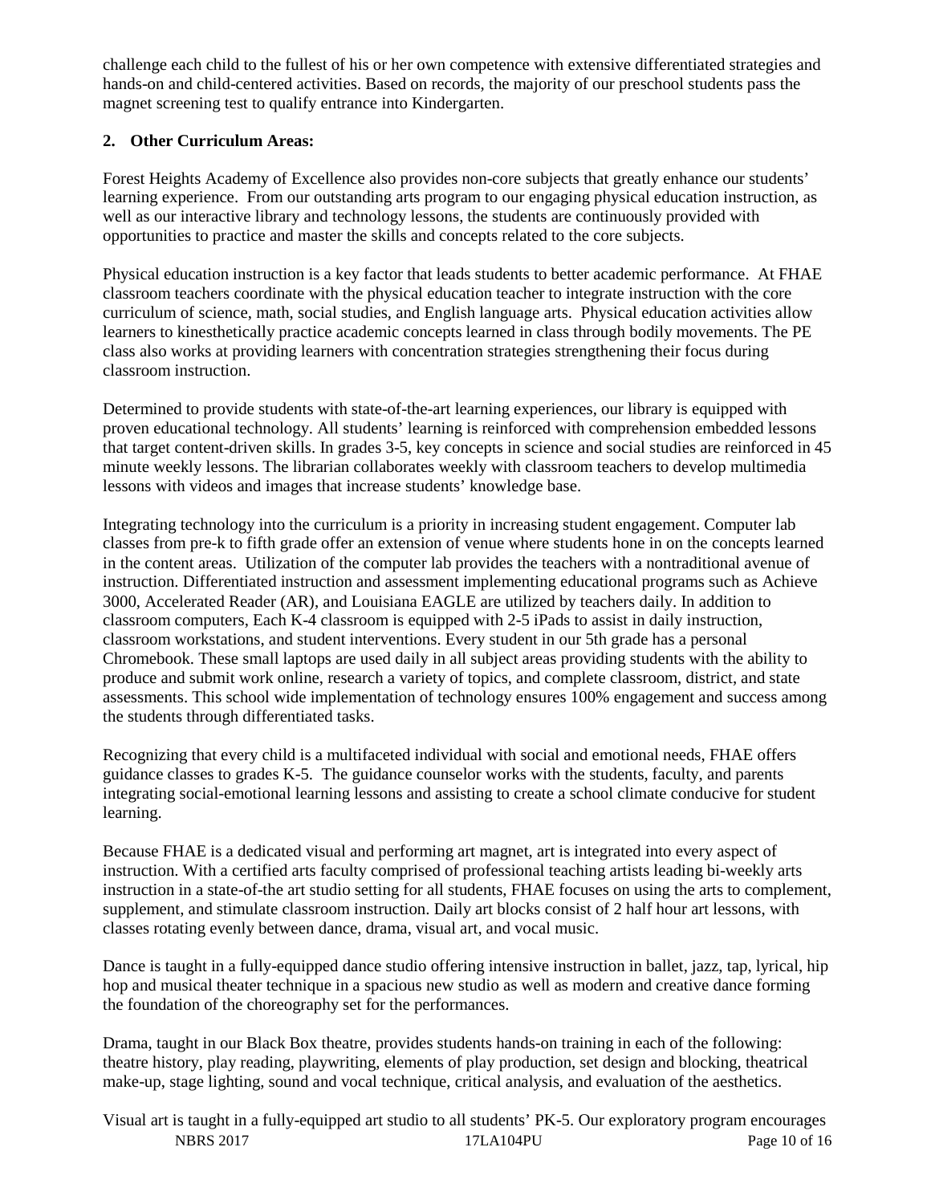challenge each child to the fullest of his or her own competence with extensive differentiated strategies and hands-on and child-centered activities. Based on records, the majority of our preschool students pass the magnet screening test to qualify entrance into Kindergarten.

**2. Other Curriculum Areas:**

Forest Heights Academy of Excellence also provides non-core subjects that greatly enhance our students' learning experience. From our outstanding arts program to our engaging physical education instruction, as well as our interactive library and technology lessons, the students are continuously provided with opportunities to practice and master the skills and concepts related to the core subjects.

Physical education instruction is a key factor that leads students to better academic performance. At FHAE classroom teachers coordinate with the physical education teacher to integrate instruction with the core curriculum of science, math, social studies, and English language arts. Physical education activities allow learners to kinesthetically practice academic concepts learned in class through bodily movements. The PE class also works at providing learners with concentration strategies strengthening their focus during classroom instruction.

Determined to provide students with state-of-the-art learning experiences, our library is equipped with proven educational technology. All students' learning is reinforced with comprehension embedded lessons that target content-driven skills. In grades 3-5, key concepts in science and social studies are reinforced in 45 minute weekly lessons. The librarian collaborates weekly with classroom teachers to develop multimedia lessons with videos and images that increase students' knowledge base.

Integrating technology into the curriculum is a priority in increasing student engagement. Computer lab classes from pre-k to fifth grade offer an extension of venue where students hone in on the concepts learned in the content areas. Utilization of the computer lab provides the teachers with a nontraditional avenue of instruction. Differentiated instruction and assessment implementing educational programs such as Achieve 3000, Accelerated Reader (AR), and Louisiana EAGLE are utilized by teachers daily. In addition to classroom computers, Each K-4 classroom is equipped with 2-5 iPads to assist in daily instruction, classroom workstations, and student interventions. Every student in our 5th grade has a personal Chromebook. These small laptops are used daily in all subject areas providing students with the ability to produce and submit work online, research a variety of topics, and complete classroom, district, and state assessments. This school wide implementation of technology ensures 100% engagement and success among the students through differentiated tasks.

Recognizing that every child is a multifaceted individual with social and emotional needs, FHAE offers guidance classes to grades K-5. The guidance counselor works with the students, faculty, and parents integrating social-emotional learning lessons and assisting to create a school climate conducive for student learning.

Because FHAE is a dedicated visual and performing art magnet, art is integrated into every aspect of instruction. With a certified arts faculty comprised of professional teaching artists leading bi-weekly arts instruction in a state-of-the art studio setting for all students, FHAE focuses on using the arts to complement, supplement, and stimulate classroom instruction. Daily art blocks consist of 2 half hour art lessons, with classes rotating evenly between dance, drama, visual art, and vocal music.

Dance is taught in a fully-equipped dance studio offering intensive instruction in ballet, jazz, tap, lyrical, hip hop and musical theater technique in a spacious new studio as well as modern and creative dance forming the foundation of the choreography set for the performances.

Drama, taught in our Black Box theatre, provides students hands-on training in each of the following: theatre history, play reading, playwriting, elements of play production, set design and blocking, theatrical make-up, stage lighting, sound and vocal technique, critical analysis, and evaluation of the aesthetics.

Visual art is taught in a fully-equipped art studio to all students' PK-5. Our exploratory program encourages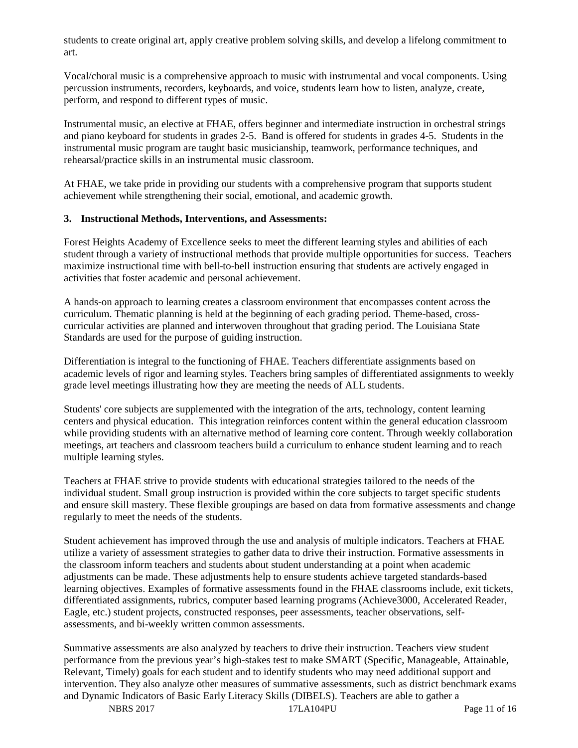students to create original art, apply creative problem solving skills, and develop a lifelong commitment to art.

Vocal/choral music is a comprehensive approach to music with instrumental and vocal components. Using percussion instruments, recorders, keyboards, and voice, students learn how to listen, analyze, create, perform, and respond to different types of music.

Instrumental music, an elective at FHAE, offers beginner and intermediate instruction in orchestral strings and piano keyboard for students in grades 2-5. Band is offered for students in grades 4-5. Students in the instrumental music program are taught basic musicianship, teamwork, performance techniques, and rehearsal/practice skills in an instrumental music classroom.

At FHAE, we take pride in providing our students with a comprehensive program that supports student achievement while strengthening their social, emotional, and academic growth.

**3. Instructional Methods, Interventions, and Assessments:**

Forest Heights Academy of Excellence seeks to meet the different learning styles and abilities of each student through a variety of instructional methods that provide multiple opportunities for success. Teachers maximize instructional time with bell-to-bell instruction ensuring that students are actively engaged in activities that foster academic and personal achievement.

A hands-on approach to learning creates a classroom environment that encompasses content across the curriculum. Thematic planning is held at the beginning of each grading period. Theme-based, cross-curricular activities are planned and interwoven throughout that grading period. The Louisiana State Standards are used for the purpose of guiding instruction.

Differentiation is integral to the functioning of FHAE. Teachers differentiate assignments based on academic levels of rigor and learning styles. Teachers bring samples of differentiated assignments to weekly grade level meetings illustrating how they are meeting the needs of ALL students.

Students' core subjects are supplemented with the integration of the arts, technology, content learning centers and physical education. This integration reinforces content within the general education classroom while providing students with an alternative method of learning core content. Through weekly collaboration meetings, art teachers and classroom teachers build a curriculum to enhance student learning and to reach multiple learning styles.

Teachers at FHAE strive to provide students with educational strategies tailored to the needs of the individual student. Small group instruction is provided within the core subjects to target specific students and ensure skill mastery. These flexible groupings are based on data from formative assessments and change regularly to meet the needs of the students.

Student achievement has improved through the use and analysis of multiple indicators. Teachers at FHAE utilize a variety of assessment strategies to gather data to drive their instruction. Formative assessments in the classroom inform teachers and students about student understanding at a point when academic adjustments can be made. These adjustments help to ensure students achieve targeted standards-based learning objectives. Examples of formative assessments found in the FHAE classrooms include, exit tickets, differentiated assignments, rubrics, computer based learning programs (Achieve3000, Accelerated Reader, Eagle, etc.) student projects, constructed responses, peer assessments, teacher observations, self-assessments, and bi-weekly written common assessments.

Summative assessments are also analyzed by teachers to drive their instruction. Teachers view student performance from the previous year's high-stakes test to make SMART (Specific, Manageable, Attainable, Relevant, Timely) goals for each student and to identify students who may need additional support and intervention. They also analyze other measures of summative assessments, such as district benchmark exams and Dynamic Indicators of Basic Early Literacy Skills (DIBELS). Teachers are able to gather a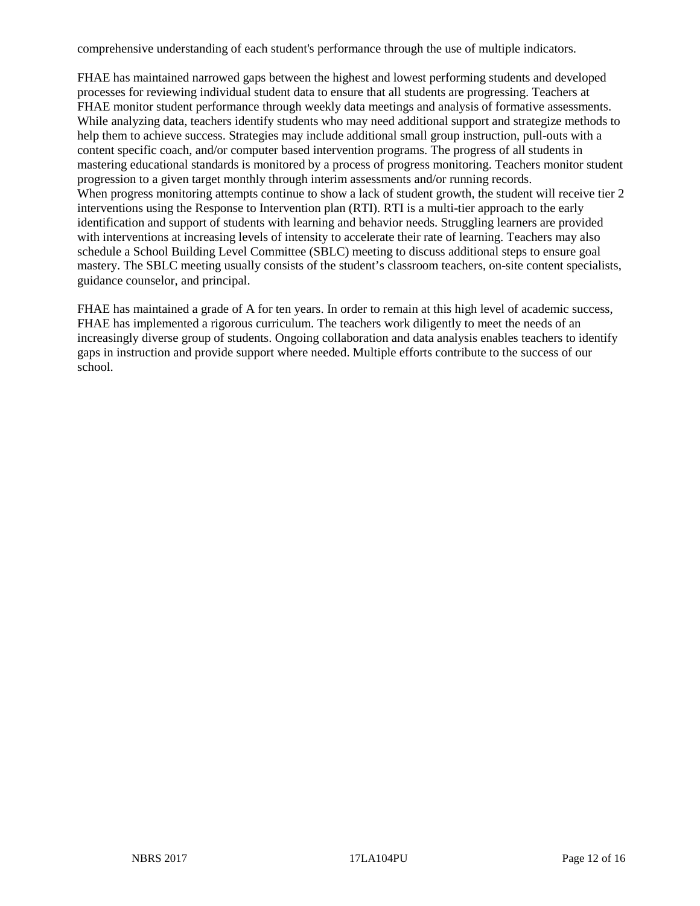comprehensive understanding of each student's performance through the use of multiple indicators.

FHAE has maintained narrowed gaps between the highest and lowest performing students and developed processes for reviewing individual student data to ensure that all students are progressing. Teachers at FHAE monitor student performance through weekly data meetings and analysis of formative assessments. While analyzing data, teachers identify students who may need additional support and strategize methods to help them to achieve success. Strategies may include additional small group instruction, pull-outs with a content specific coach, and/or computer based intervention programs. The progress of all students in mastering educational standards is monitored by a process of progress monitoring. Teachers monitor student progression to a given target monthly through interim assessments and/or running records.
When progress monitoring attempts continue to show a lack of student growth, the student will receive tier 2 interventions using the Response to Intervention plan (RTI). RTI is a multi-tier approach to the early identification and support of students with learning and behavior needs. Struggling learners are provided with interventions at increasing levels of intensity to accelerate their rate of learning. Teachers may also schedule a School Building Level Committee (SBLC) meeting to discuss additional steps to ensure goal mastery. The SBLC meeting usually consists of the student's classroom teachers, on-site content specialists, guidance counselor, and principal.

FHAE has maintained a grade of A for ten years. In order to remain at this high level of academic success, FHAE has implemented a rigorous curriculum. The teachers work diligently to meet the needs of an increasingly diverse group of students. Ongoing collaboration and data analysis enables teachers to identify gaps in instruction and provide support where needed. Multiple efforts contribute to the success of our school.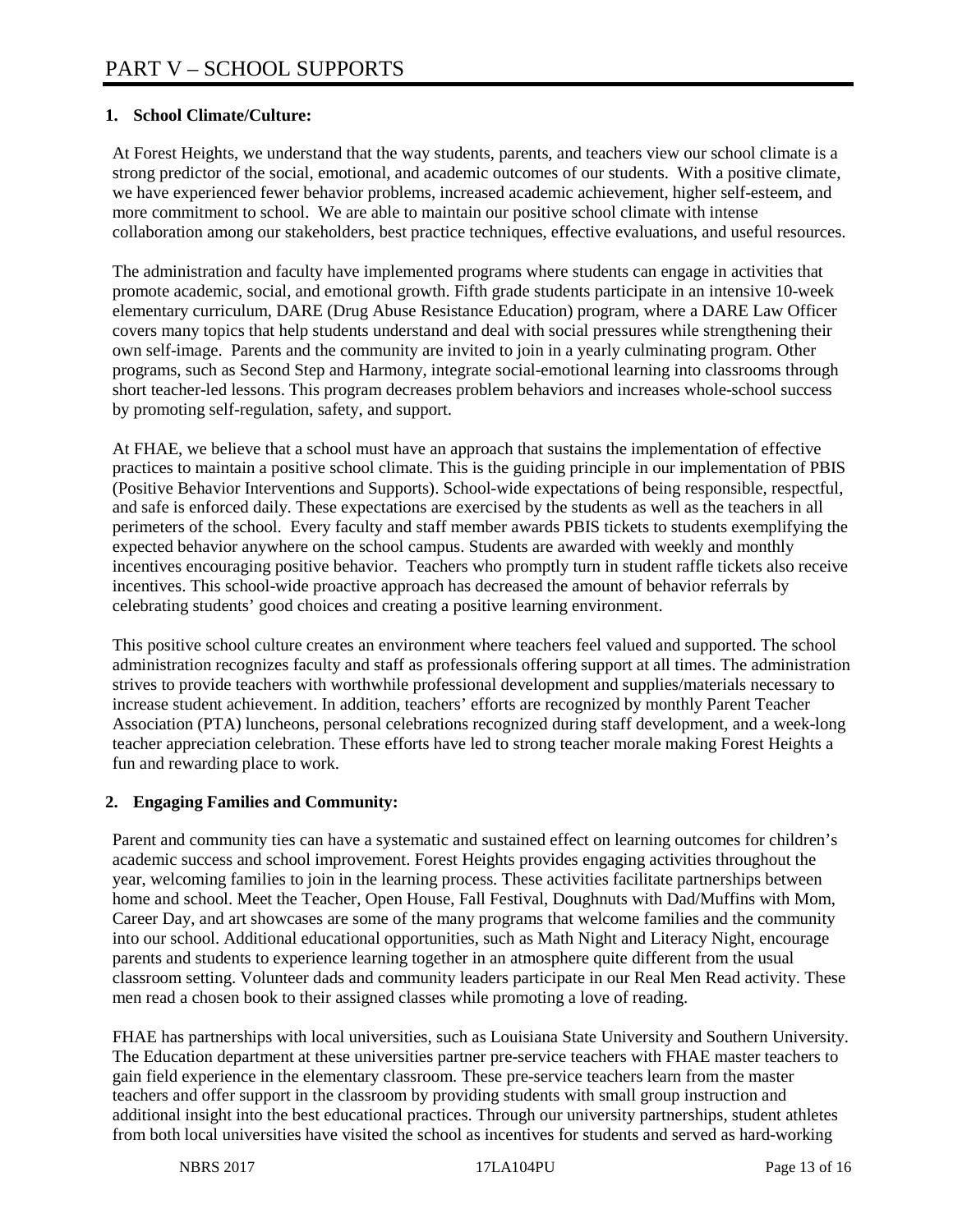# PART V – SCHOOL SUPPORTS

**1. School Climate/Culture:**

At Forest Heights, we understand that the way students, parents, and teachers view our school climate is a strong predictor of the social, emotional, and academic outcomes of our students. With a positive climate, we have experienced fewer behavior problems, increased academic achievement, higher self-esteem, and more commitment to school. We are able to maintain our positive school climate with intense collaboration among our stakeholders, best practice techniques, effective evaluations, and useful resources.

The administration and faculty have implemented programs where students can engage in activities that promote academic, social, and emotional growth. Fifth grade students participate in an intensive 10-week elementary curriculum, DARE (Drug Abuse Resistance Education) program, where a DARE Law Officer covers many topics that help students understand and deal with social pressures while strengthening their own self-image. Parents and the community are invited to join in a yearly culminating program. Other programs, such as Second Step and Harmony, integrate social-emotional learning into classrooms through short teacher-led lessons. This program decreases problem behaviors and increases whole-school success by promoting self-regulation, safety, and support.

At FHAE, we believe that a school must have an approach that sustains the implementation of effective practices to maintain a positive school climate. This is the guiding principle in our implementation of PBIS (Positive Behavior Interventions and Supports). School-wide expectations of being responsible, respectful, and safe is enforced daily. These expectations are exercised by the students as well as the teachers in all perimeters of the school. Every faculty and staff member awards PBIS tickets to students exemplifying the expected behavior anywhere on the school campus. Students are awarded with weekly and monthly incentives encouraging positive behavior. Teachers who promptly turn in student raffle tickets also receive incentives. This school-wide proactive approach has decreased the amount of behavior referrals by celebrating students' good choices and creating a positive learning environment.

This positive school culture creates an environment where teachers feel valued and supported. The school administration recognizes faculty and staff as professionals offering support at all times. The administration strives to provide teachers with worthwhile professional development and supplies/materials necessary to increase student achievement. In addition, teachers' efforts are recognized by monthly Parent Teacher Association (PTA) luncheons, personal celebrations recognized during staff development, and a week-long teacher appreciation celebration. These efforts have led to strong teacher morale making Forest Heights a fun and rewarding place to work.

**2. Engaging Families and Community:**

Parent and community ties can have a systematic and sustained effect on learning outcomes for children's academic success and school improvement. Forest Heights provides engaging activities throughout the year, welcoming families to join in the learning process. These activities facilitate partnerships between home and school. Meet the Teacher, Open House, Fall Festival, Doughnuts with Dad/Muffins with Mom, Career Day, and art showcases are some of the many programs that welcome families and the community into our school. Additional educational opportunities, such as Math Night and Literacy Night, encourage parents and students to experience learning together in an atmosphere quite different from the usual classroom setting. Volunteer dads and community leaders participate in our Real Men Read activity. These men read a chosen book to their assigned classes while promoting a love of reading.

FHAE has partnerships with local universities, such as Louisiana State University and Southern University. The Education department at these universities partner pre-service teachers with FHAE master teachers to gain field experience in the elementary classroom. These pre-service teachers learn from the master teachers and offer support in the classroom by providing students with small group instruction and additional insight into the best educational practices. Through our university partnerships, student athletes from both local universities have visited the school as incentives for students and served as hard-working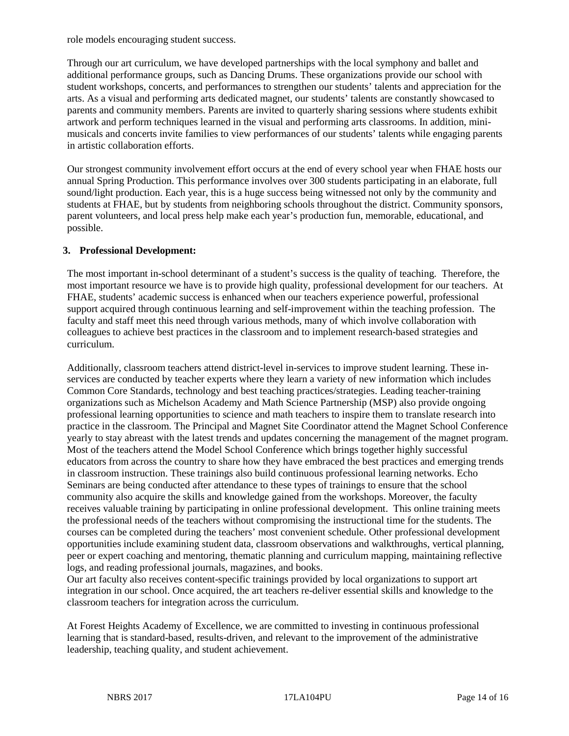role models encouraging student success.

Through our art curriculum, we have developed partnerships with the local symphony and ballet and additional performance groups, such as Dancing Drums. These organizations provide our school with student workshops, concerts, and performances to strengthen our students' talents and appreciation for the arts. As a visual and performing arts dedicated magnet, our students' talents are constantly showcased to parents and community members. Parents are invited to quarterly sharing sessions where students exhibit artwork and perform techniques learned in the visual and performing arts classrooms. In addition, mini-musicals and concerts invite families to view performances of our students' talents while engaging parents in artistic collaboration efforts.

Our strongest community involvement effort occurs at the end of every school year when FHAE hosts our annual Spring Production. This performance involves over 300 students participating in an elaborate, full sound/light production. Each year, this is a huge success being witnessed not only by the community and students at FHAE, but by students from neighboring schools throughout the district. Community sponsors, parent volunteers, and local press help make each year's production fun, memorable, educational, and possible.

**3. Professional Development:**

The most important in-school determinant of a student's success is the quality of teaching. Therefore, the most important resource we have is to provide high quality, professional development for our teachers. At FHAE, students' academic success is enhanced when our teachers experience powerful, professional support acquired through continuous learning and self-improvement within the teaching profession. The faculty and staff meet this need through various methods, many of which involve collaboration with colleagues to achieve best practices in the classroom and to implement research-based strategies and curriculum.

Additionally, classroom teachers attend district-level in-services to improve student learning. These in-services are conducted by teacher experts where they learn a variety of new information which includes Common Core Standards, technology and best teaching practices/strategies. Leading teacher-training organizations such as Michelson Academy and Math Science Partnership (MSP) also provide ongoing professional learning opportunities to science and math teachers to inspire them to translate research into practice in the classroom. The Principal and Magnet Site Coordinator attend the Magnet School Conference yearly to stay abreast with the latest trends and updates concerning the management of the magnet program. Most of the teachers attend the Model School Conference which brings together highly successful educators from across the country to share how they have embraced the best practices and emerging trends in classroom instruction. These trainings also build continuous professional learning networks. Echo Seminars are being conducted after attendance to these types of trainings to ensure that the school community also acquire the skills and knowledge gained from the workshops. Moreover, the faculty receives valuable training by participating in online professional development. This online training meets the professional needs of the teachers without compromising the instructional time for the students. The courses can be completed during the teachers' most convenient schedule. Other professional development opportunities include examining student data, classroom observations and walkthroughs, vertical planning, peer or expert coaching and mentoring, thematic planning and curriculum mapping, maintaining reflective logs, and reading professional journals, magazines, and books.
Our art faculty also receives content-specific trainings provided by local organizations to support art integration in our school. Once acquired, the art teachers re-deliver essential skills and knowledge to the classroom teachers for integration across the curriculum.

At Forest Heights Academy of Excellence, we are committed to investing in continuous professional learning that is standard-based, results-driven, and relevant to the improvement of the administrative leadership, teaching quality, and student achievement.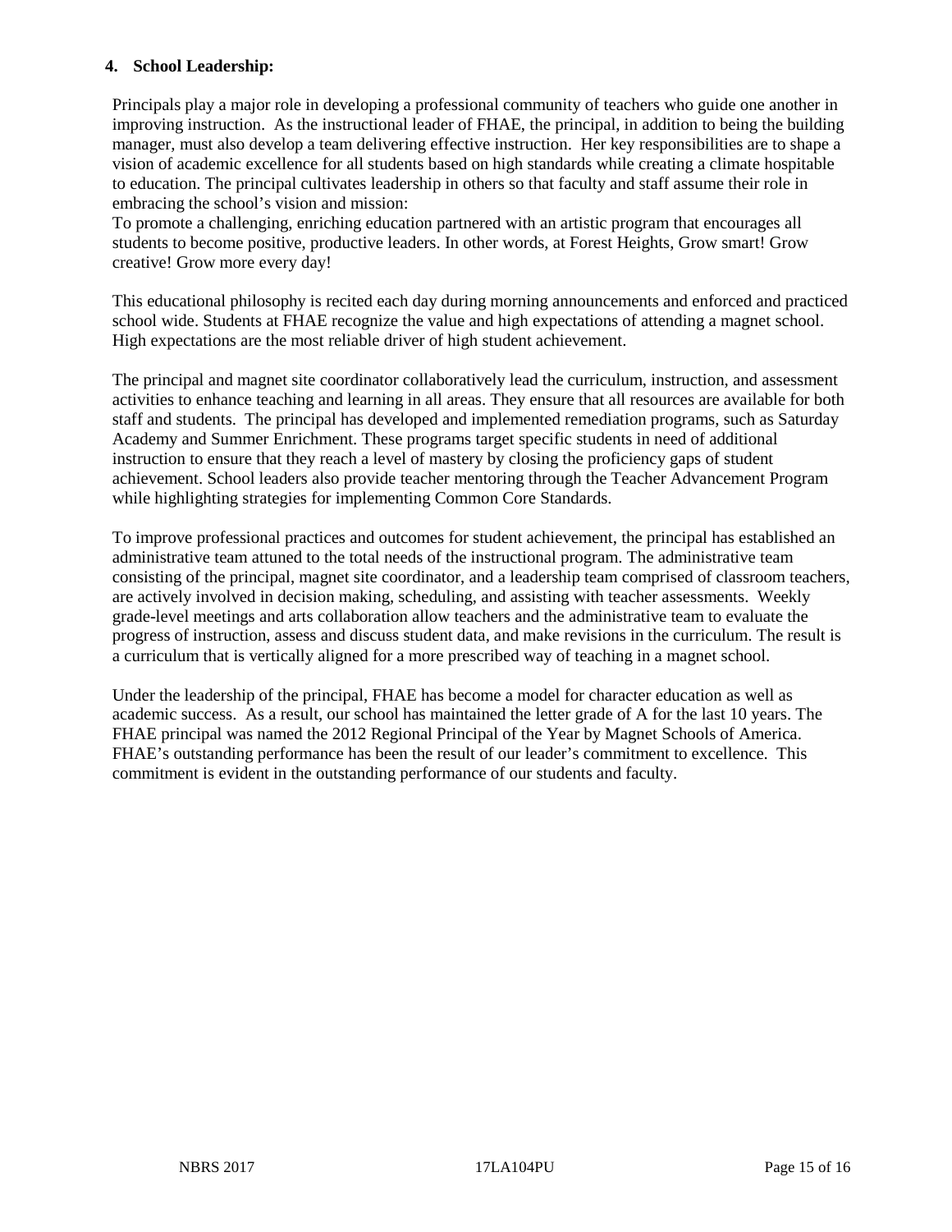**4. School Leadership:**

Principals play a major role in developing a professional community of teachers who guide one another in improving instruction. As the instructional leader of FHAE, the principal, in addition to being the building manager, must also develop a team delivering effective instruction. Her key responsibilities are to shape a vision of academic excellence for all students based on high standards while creating a climate hospitable to education. The principal cultivates leadership in others so that faculty and staff assume their role in embracing the school's vision and mission:
To promote a challenging, enriching education partnered with an artistic program that encourages all students to become positive, productive leaders. In other words, at Forest Heights, Grow smart! Grow creative! Grow more every day!

This educational philosophy is recited each day during morning announcements and enforced and practiced school wide. Students at FHAE recognize the value and high expectations of attending a magnet school. High expectations are the most reliable driver of high student achievement.

The principal and magnet site coordinator collaboratively lead the curriculum, instruction, and assessment activities to enhance teaching and learning in all areas. They ensure that all resources are available for both staff and students. The principal has developed and implemented remediation programs, such as Saturday Academy and Summer Enrichment. These programs target specific students in need of additional instruction to ensure that they reach a level of mastery by closing the proficiency gaps of student achievement. School leaders also provide teacher mentoring through the Teacher Advancement Program while highlighting strategies for implementing Common Core Standards.

To improve professional practices and outcomes for student achievement, the principal has established an administrative team attuned to the total needs of the instructional program. The administrative team consisting of the principal, magnet site coordinator, and a leadership team comprised of classroom teachers, are actively involved in decision making, scheduling, and assisting with teacher assessments. Weekly grade-level meetings and arts collaboration allow teachers and the administrative team to evaluate the progress of instruction, assess and discuss student data, and make revisions in the curriculum. The result is a curriculum that is vertically aligned for a more prescribed way of teaching in a magnet school.

Under the leadership of the principal, FHAE has become a model for character education as well as academic success. As a result, our school has maintained the letter grade of A for the last 10 years. The FHAE principal was named the 2012 Regional Principal of the Year by Magnet Schools of America. FHAE's outstanding performance has been the result of our leader's commitment to excellence. This commitment is evident in the outstanding performance of our students and faculty.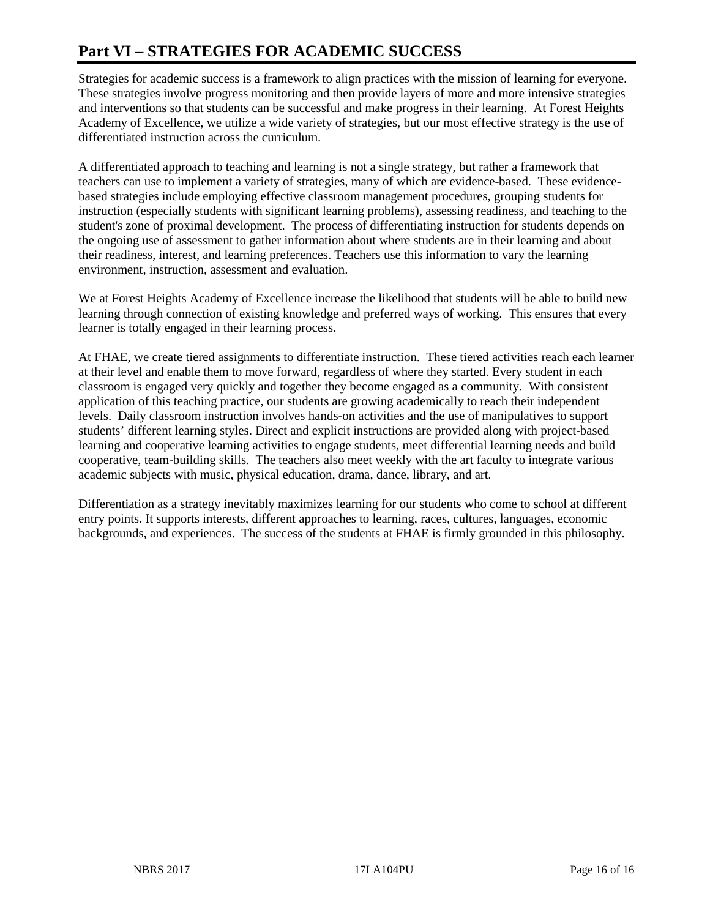# Part VI – STRATEGIES FOR ACADEMIC SUCCESS

Strategies for academic success is a framework to align practices with the mission of learning for everyone. These strategies involve progress monitoring and then provide layers of more and more intensive strategies and interventions so that students can be successful and make progress in their learning. At Forest Heights Academy of Excellence, we utilize a wide variety of strategies, but our most effective strategy is the use of differentiated instruction across the curriculum.

A differentiated approach to teaching and learning is not a single strategy, but rather a framework that teachers can use to implement a variety of strategies, many of which are evidence-based. These evidence-based strategies include employing effective classroom management procedures, grouping students for instruction (especially students with significant learning problems), assessing readiness, and teaching to the student's zone of proximal development. The process of differentiating instruction for students depends on the ongoing use of assessment to gather information about where students are in their learning and about their readiness, interest, and learning preferences. Teachers use this information to vary the learning environment, instruction, assessment and evaluation.

We at Forest Heights Academy of Excellence increase the likelihood that students will be able to build new learning through connection of existing knowledge and preferred ways of working. This ensures that every learner is totally engaged in their learning process.

At FHAE, we create tiered assignments to differentiate instruction. These tiered activities reach each learner at their level and enable them to move forward, regardless of where they started. Every student in each classroom is engaged very quickly and together they become engaged as a community. With consistent application of this teaching practice, our students are growing academically to reach their independent levels. Daily classroom instruction involves hands-on activities and the use of manipulatives to support students' different learning styles. Direct and explicit instructions are provided along with project-based learning and cooperative learning activities to engage students, meet differential learning needs and build cooperative, team-building skills. The teachers also meet weekly with the art faculty to integrate various academic subjects with music, physical education, drama, dance, library, and art.

Differentiation as a strategy inevitably maximizes learning for our students who come to school at different entry points. It supports interests, different approaches to learning, races, cultures, languages, economic backgrounds, and experiences. The success of the students at FHAE is firmly grounded in this philosophy.